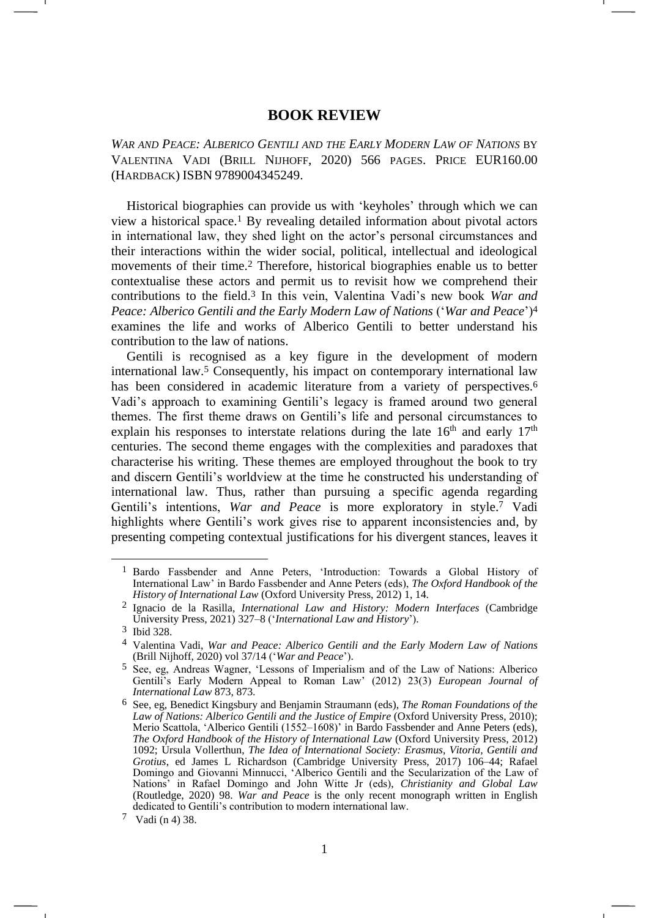# BOOK REVIEW

*WAR AND PEACE: ALBERICO GENTILI AND THE EARLY MODERN LAW OF NATIONS* BY VALENTINA VADI (BRILL NIJHOFF, 2020) 566 PAGES. PRICE EUR160.00 (HARDBACK) ISBN 9789004345249.

Historical biographies can provide us with 'keyholes' through which we can view a historical space.[1] By revealing detailed information about pivotal actors in international law, they shed light on the actor's personal circumstances and their interactions within the wider social, political, intellectual and ideological movements of their time.[2] Therefore, historical biographies enable us to better contextualise these actors and permit us to revisit how we comprehend their contributions to the field.[3] In this vein, Valentina Vadi's new book *War and Peace: Alberico Gentili and the Early Modern Law of Nations* ('*War and Peace*')[4] examines the life and works of Alberico Gentili to better understand his contribution to the law of nations.

Gentili is recognised as a key figure in the development of modern international law.[5] Consequently, his impact on contemporary international law has been considered in academic literature from a variety of perspectives.[6] Vadi's approach to examining Gentili's legacy is framed around two general themes. The first theme draws on Gentili's life and personal circumstances to explain his responses to interstate relations during the late 16th and early 17th centuries. The second theme engages with the complexities and paradoxes that characterise his writing. These themes are employed throughout the book to try and discern Gentili's worldview at the time he constructed his understanding of international law. Thus, rather than pursuing a specific agenda regarding Gentili's intentions, *War and Peace* is more exploratory in style.[7] Vadi highlights where Gentili's work gives rise to apparent inconsistencies and, by presenting competing contextual justifications for his divergent stances, leaves it

---

[1] Bardo Fassbender and Anne Peters, 'Introduction: Towards a Global History of International Law' in Bardo Fassbender and Anne Peters (eds), *The Oxford Handbook of the History of International Law* (Oxford University Press, 2012) 1, 14.

[2] Ignacio de la Rasilla, *International Law and History: Modern Interfaces* (Cambridge University Press, 2021) 327–8 ('*International Law and History*').

[3] Ibid 328.

[4] Valentina Vadi, *War and Peace: Alberico Gentili and the Early Modern Law of Nations* (Brill Nijhoff, 2020) vol 37/14 ('*War and Peace*').

[5] See, eg, Andreas Wagner, 'Lessons of Imperialism and of the Law of Nations: Alberico Gentili's Early Modern Appeal to Roman Law' (2012) 23(3) *European Journal of International Law* 873, 873.

[6] See, eg, Benedict Kingsbury and Benjamin Straumann (eds), *The Roman Foundations of the Law of Nations: Alberico Gentili and the Justice of Empire* (Oxford University Press, 2010); Merio Scattola, 'Alberico Gentili (1552–1608)' in Bardo Fassbender and Anne Peters (eds), *The Oxford Handbook of the History of International Law* (Oxford University Press, 2012) 1092; Ursula Vollerthun, *The Idea of International Society: Erasmus, Vitoria, Gentili and Grotius*, ed James L Richardson (Cambridge University Press, 2017) 106–44; Rafael Domingo and Giovanni Minnucci, 'Alberico Gentili and the Secularization of the Law of Nations' in Rafael Domingo and John Witte Jr (eds), *Christianity and Global Law* (Routledge, 2020) 98. *War and Peace* is the only recent monograph written in English dedicated to Gentili's contribution to modern international law.

[7] Vadi (n 4) 38.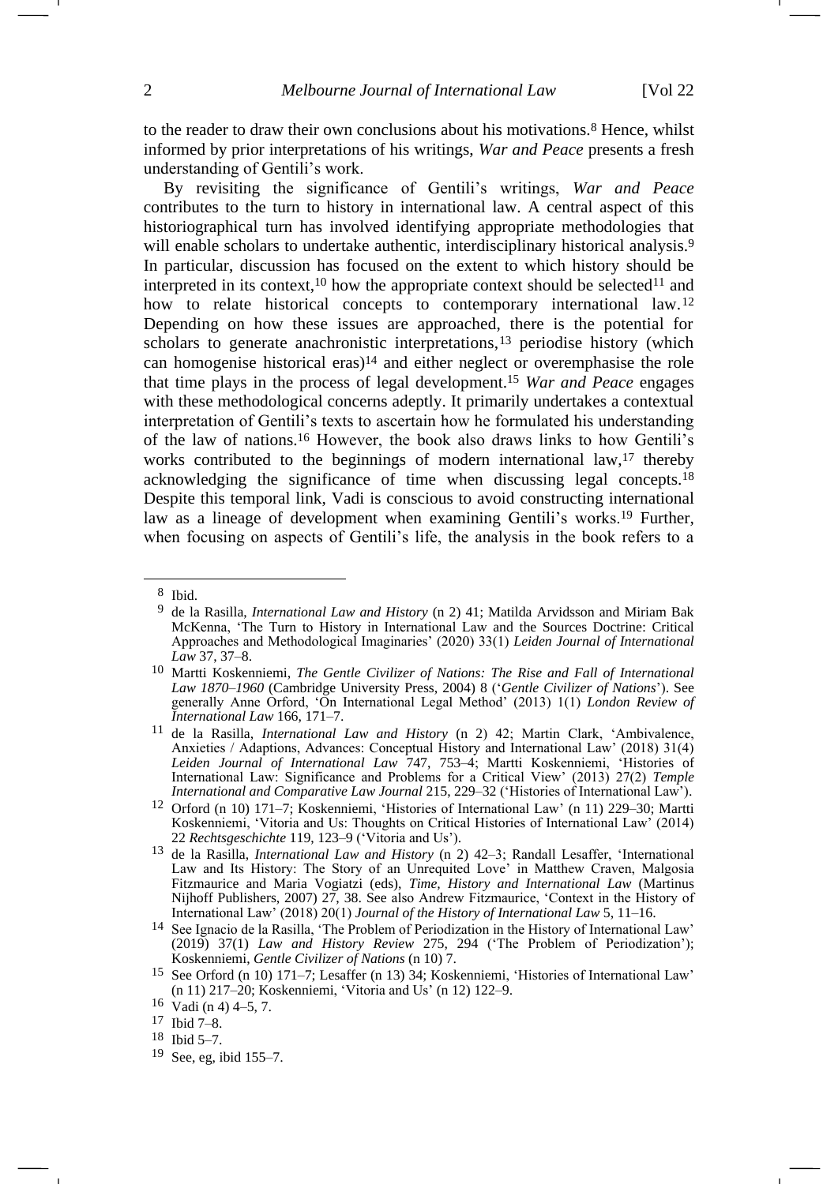to the reader to draw their own conclusions about his motivations.[8] Hence, whilst informed by prior interpretations of his writings, *War and Peace* presents a fresh understanding of Gentili's work.

By revisiting the significance of Gentili's writings, *War and Peace* contributes to the turn to history in international law. A central aspect of this historiographical turn has involved identifying appropriate methodologies that will enable scholars to undertake authentic, interdisciplinary historical analysis.[9] In particular, discussion has focused on the extent to which history should be interpreted in its context,[10] how the appropriate context should be selected[11] and how to relate historical concepts to contemporary international law.[12] Depending on how these issues are approached, there is the potential for scholars to generate anachronistic interpretations,[13] periodise history (which can homogenise historical eras)[14] and either neglect or overemphasise the role that time plays in the process of legal development.[15] *War and Peace* engages with these methodological concerns adeptly. It primarily undertakes a contextual interpretation of Gentili's texts to ascertain how he formulated his understanding of the law of nations.[16] However, the book also draws links to how Gentili's works contributed to the beginnings of modern international law,[17] thereby acknowledging the significance of time when discussing legal concepts.[18] Despite this temporal link, Vadi is conscious to avoid constructing international law as a lineage of development when examining Gentili's works.[19] Further, when focusing on aspects of Gentili's life, the analysis in the book refers to a

---

[8] Ibid.

[9] de la Rasilla, *International Law and History* (n 2) 41; Matilda Arvidsson and Miriam Bak McKenna, 'The Turn to History in International Law and the Sources Doctrine: Critical Approaches and Methodological Imaginaries' (2020) 33(1) *Leiden Journal of International Law* 37, 37–8.

[10] Martti Koskenniemi, *The Gentle Civilizer of Nations: The Rise and Fall of International Law 1870–1960* (Cambridge University Press, 2004) 8 ('*Gentle Civilizer of Nations*'). See generally Anne Orford, 'On International Legal Method' (2013) 1(1) *London Review of International Law* 166, 171–7.

[11] de la Rasilla, *International Law and History* (n 2) 42; Martin Clark, 'Ambivalence, Anxieties / Adaptions, Advances: Conceptual History and International Law' (2018) 31(4) *Leiden Journal of International Law* 747, 753–4; Martti Koskenniemi, 'Histories of International Law: Significance and Problems for a Critical View' (2013) 27(2) *Temple International and Comparative Law Journal* 215, 229–32 ('Histories of International Law').

[12] Orford (n 10) 171–7; Koskenniemi, 'Histories of International Law' (n 11) 229–30; Martti Koskenniemi, 'Vitoria and Us: Thoughts on Critical Histories of International Law' (2014) 22 *Rechtsgeschichte* 119, 123–9 ('Vitoria and Us').

[13] de la Rasilla, *International Law and History* (n 2) 42–3; Randall Lesaffer, 'International Law and Its History: The Story of an Unrequited Love' in Matthew Craven, Malgosia Fitzmaurice and Maria Vogiatzi (eds), *Time, History and International Law* (Martinus Nijhoff Publishers, 2007) 27, 38. See also Andrew Fitzmaurice, 'Context in the History of International Law' (2018) 20(1) *Journal of the History of International Law* 5, 11–16.

[14] See Ignacio de la Rasilla, 'The Problem of Periodization in the History of International Law' (2019) 37(1) *Law and History Review* 275, 294 ('The Problem of Periodization'); Koskenniemi, *Gentle Civilizer of Nations* (n 10) 7.

[15] See Orford (n 10) 171–7; Lesaffer (n 13) 34; Koskenniemi, 'Histories of International Law' (n 11) 217–20; Koskenniemi, 'Vitoria and Us' (n 12) 122–9.

[16] Vadi (n 4) 4–5, 7.

[17] Ibid 7–8.

[18] Ibid 5–7.

[19] See, eg, ibid 155–7.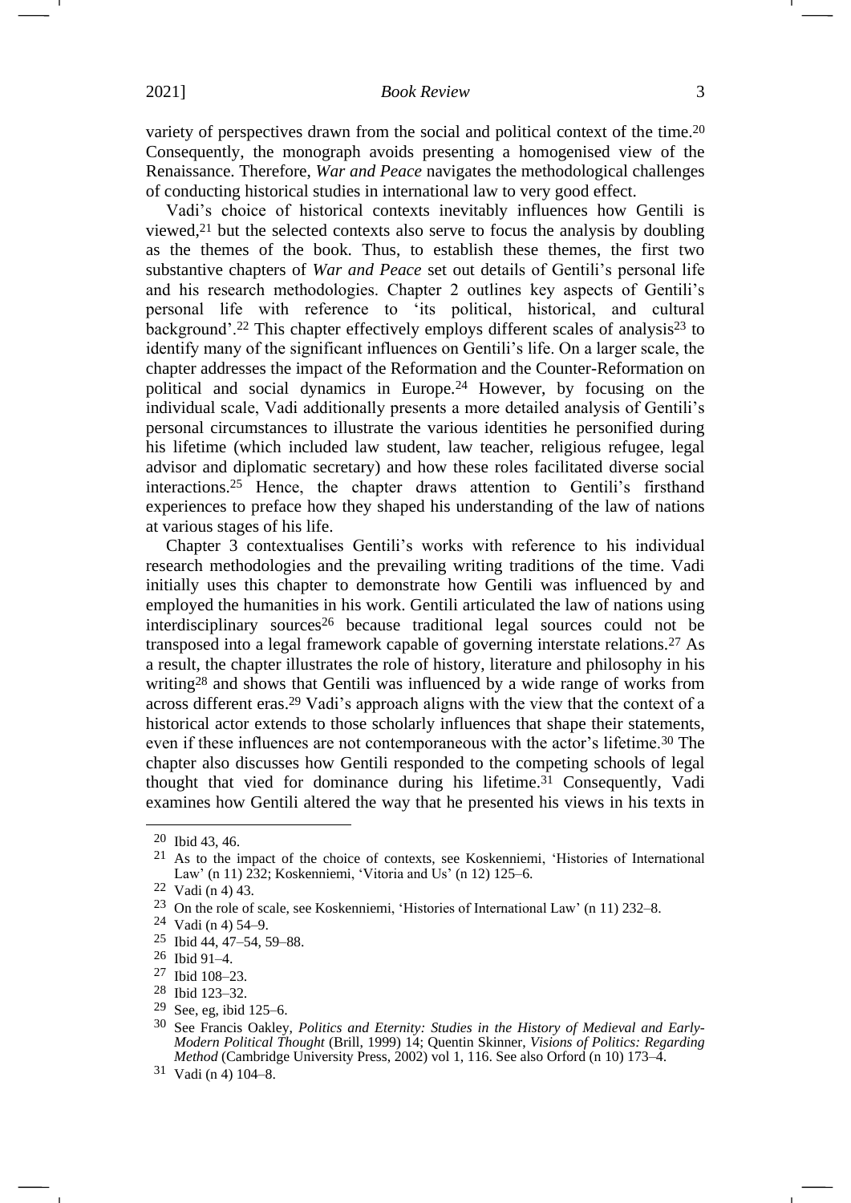variety of perspectives drawn from the social and political context of the time.[20] Consequently, the monograph avoids presenting a homogenised view of the Renaissance. Therefore, *War and Peace* navigates the methodological challenges of conducting historical studies in international law to very good effect.

Vadi's choice of historical contexts inevitably influences how Gentili is viewed,[21] but the selected contexts also serve to focus the analysis by doubling as the themes of the book. Thus, to establish these themes, the first two substantive chapters of *War and Peace* set out details of Gentili's personal life and his research methodologies. Chapter 2 outlines key aspects of Gentili's personal life with reference to 'its political, historical, and cultural background'.[22] This chapter effectively employs different scales of analysis[23] to identify many of the significant influences on Gentili's life. On a larger scale, the chapter addresses the impact of the Reformation and the Counter-Reformation on political and social dynamics in Europe.[24] However, by focusing on the individual scale, Vadi additionally presents a more detailed analysis of Gentili's personal circumstances to illustrate the various identities he personified during his lifetime (which included law student, law teacher, religious refugee, legal advisor and diplomatic secretary) and how these roles facilitated diverse social interactions.[25] Hence, the chapter draws attention to Gentili's firsthand experiences to preface how they shaped his understanding of the law of nations at various stages of his life.

Chapter 3 contextualises Gentili's works with reference to his individual research methodologies and the prevailing writing traditions of the time. Vadi initially uses this chapter to demonstrate how Gentili was influenced by and employed the humanities in his work. Gentili articulated the law of nations using interdisciplinary sources[26] because traditional legal sources could not be transposed into a legal framework capable of governing interstate relations.[27] As a result, the chapter illustrates the role of history, literature and philosophy in his writing[28] and shows that Gentili was influenced by a wide range of works from across different eras.[29] Vadi's approach aligns with the view that the context of a historical actor extends to those scholarly influences that shape their statements, even if these influences are not contemporaneous with the actor's lifetime.[30] The chapter also discusses how Gentili responded to the competing schools of legal thought that vied for dominance during his lifetime.[31] Consequently, Vadi examines how Gentili altered the way that he presented his views in his texts in

---

[20] Ibid 43, 46.

[21] As to the impact of the choice of contexts, see Koskenniemi, 'Histories of International Law' (n 11) 232; Koskenniemi, 'Vitoria and Us' (n 12) 125–6.

[22] Vadi (n 4) 43.

[23] On the role of scale, see Koskenniemi, 'Histories of International Law' (n 11) 232–8.

[24] Vadi (n 4) 54–9.

[25] Ibid 44, 47–54, 59–88.

[26] Ibid 91–4.

[27] Ibid 108–23.

[28] Ibid 123–32.

[29] See, eg, ibid 125–6.

[30] See Francis Oakley, *Politics and Eternity: Studies in the History of Medieval and Early-Modern Political Thought* (Brill, 1999) 14; Quentin Skinner, *Visions of Politics: Regarding Method* (Cambridge University Press, 2002) vol 1, 116. See also Orford (n 10) 173–4.

[31] Vadi (n 4) 104–8.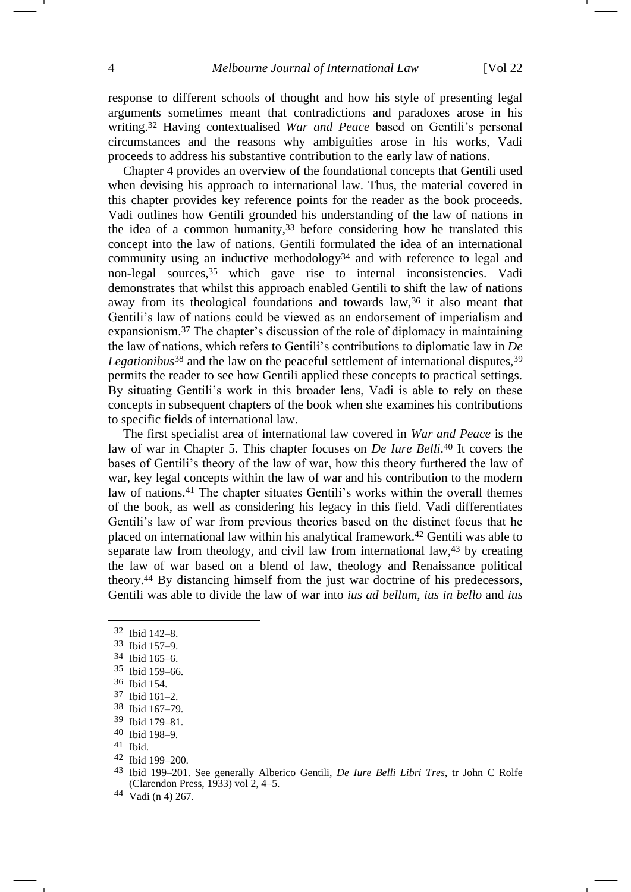response to different schools of thought and how his style of presenting legal arguments sometimes meant that contradictions and paradoxes arose in his writing.[32] Having contextualised *War and Peace* based on Gentili's personal circumstances and the reasons why ambiguities arose in his works, Vadi proceeds to address his substantive contribution to the early law of nations.

Chapter 4 provides an overview of the foundational concepts that Gentili used when devising his approach to international law. Thus, the material covered in this chapter provides key reference points for the reader as the book proceeds. Vadi outlines how Gentili grounded his understanding of the law of nations in the idea of a common humanity,[33] before considering how he translated this concept into the law of nations. Gentili formulated the idea of an international community using an inductive methodology[34] and with reference to legal and non-legal sources,[35] which gave rise to internal inconsistencies. Vadi demonstrates that whilst this approach enabled Gentili to shift the law of nations away from its theological foundations and towards law,[36] it also meant that Gentili's law of nations could be viewed as an endorsement of imperialism and expansionism.[37] The chapter's discussion of the role of diplomacy in maintaining the law of nations, which refers to Gentili's contributions to diplomatic law in *De Legationibus*[38] and the law on the peaceful settlement of international disputes,[39] permits the reader to see how Gentili applied these concepts to practical settings. By situating Gentili's work in this broader lens, Vadi is able to rely on these concepts in subsequent chapters of the book when she examines his contributions to specific fields of international law.

The first specialist area of international law covered in *War and Peace* is the law of war in Chapter 5. This chapter focuses on *De Iure Belli*.[40] It covers the bases of Gentili's theory of the law of war, how this theory furthered the law of war, key legal concepts within the law of war and his contribution to the modern law of nations.[41] The chapter situates Gentili's works within the overall themes of the book, as well as considering his legacy in this field. Vadi differentiates Gentili's law of war from previous theories based on the distinct focus that he placed on international law within his analytical framework.[42] Gentili was able to separate law from theology, and civil law from international law,[43] by creating the law of war based on a blend of law, theology and Renaissance political theory.[44] By distancing himself from the just war doctrine of his predecessors, Gentili was able to divide the law of war into *ius ad bellum*, *ius in bello* and *ius*

---

[32] Ibid 142–8.

[33] Ibid 157–9.

[34] Ibid 165–6.

[35] Ibid 159–66.

[36] Ibid 154.

[37] Ibid 161–2.

[38] Ibid 167–79.

[39] Ibid 179–81.

[40] Ibid 198–9.

[41] Ibid.

[42] Ibid 199–200.

[43] Ibid 199–201. See generally Alberico Gentili, *De Iure Belli Libri Tres*, tr John C Rolfe (Clarendon Press, 1933) vol 2, 4–5.

[44] Vadi (n 4) 267.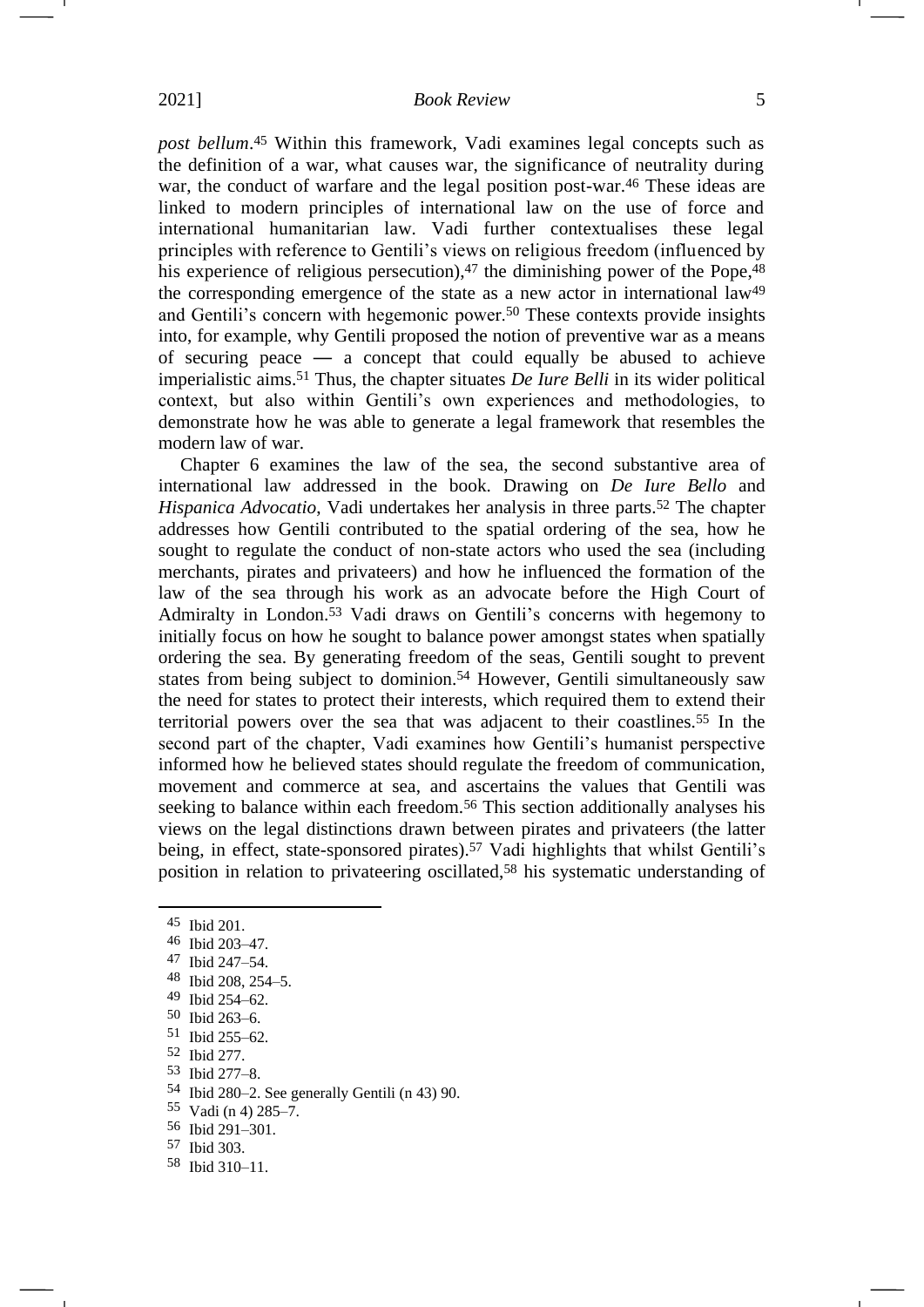*post bellum*.[45] Within this framework, Vadi examines legal concepts such as the definition of a war, what causes war, the significance of neutrality during war, the conduct of warfare and the legal position post-war.[46] These ideas are linked to modern principles of international law on the use of force and international humanitarian law. Vadi further contextualises these legal principles with reference to Gentili's views on religious freedom (influenced by his experience of religious persecution),[47] the diminishing power of the Pope,[48] the corresponding emergence of the state as a new actor in international law[49] and Gentili's concern with hegemonic power.[50] These contexts provide insights into, for example, why Gentili proposed the notion of preventive war as a means of securing peace — a concept that could equally be abused to achieve imperialistic aims.[51] Thus, the chapter situates *De Iure Belli* in its wider political context, but also within Gentili's own experiences and methodologies, to demonstrate how he was able to generate a legal framework that resembles the modern law of war.

Chapter 6 examines the law of the sea, the second substantive area of international law addressed in the book. Drawing on *De Iure Bello* and *Hispanica Advocatio*, Vadi undertakes her analysis in three parts.[52] The chapter addresses how Gentili contributed to the spatial ordering of the sea, how he sought to regulate the conduct of non-state actors who used the sea (including merchants, pirates and privateers) and how he influenced the formation of the law of the sea through his work as an advocate before the High Court of Admiralty in London.[53] Vadi draws on Gentili's concerns with hegemony to initially focus on how he sought to balance power amongst states when spatially ordering the sea. By generating freedom of the seas, Gentili sought to prevent states from being subject to dominion.[54] However, Gentili simultaneously saw the need for states to protect their interests, which required them to extend their territorial powers over the sea that was adjacent to their coastlines.[55] In the second part of the chapter, Vadi examines how Gentili's humanist perspective informed how he believed states should regulate the freedom of communication, movement and commerce at sea, and ascertains the values that Gentili was seeking to balance within each freedom.[56] This section additionally analyses his views on the legal distinctions drawn between pirates and privateers (the latter being, in effect, state-sponsored pirates).[57] Vadi highlights that whilst Gentili's position in relation to privateering oscillated,[58] his systematic understanding of

---

[45] Ibid 201.

[46] Ibid 203–47.

[47] Ibid 247–54.

[48] Ibid 208, 254–5.

[49] Ibid 254–62.

[50] Ibid 263–6.

[51] Ibid 255–62.

[52] Ibid 277.

[53] Ibid 277–8.

[54] Ibid 280–2. See generally Gentili (n 43) 90.

[55] Vadi (n 4) 285–7.

[56] Ibid 291–301.

[57] Ibid 303.

[58] Ibid 310–11.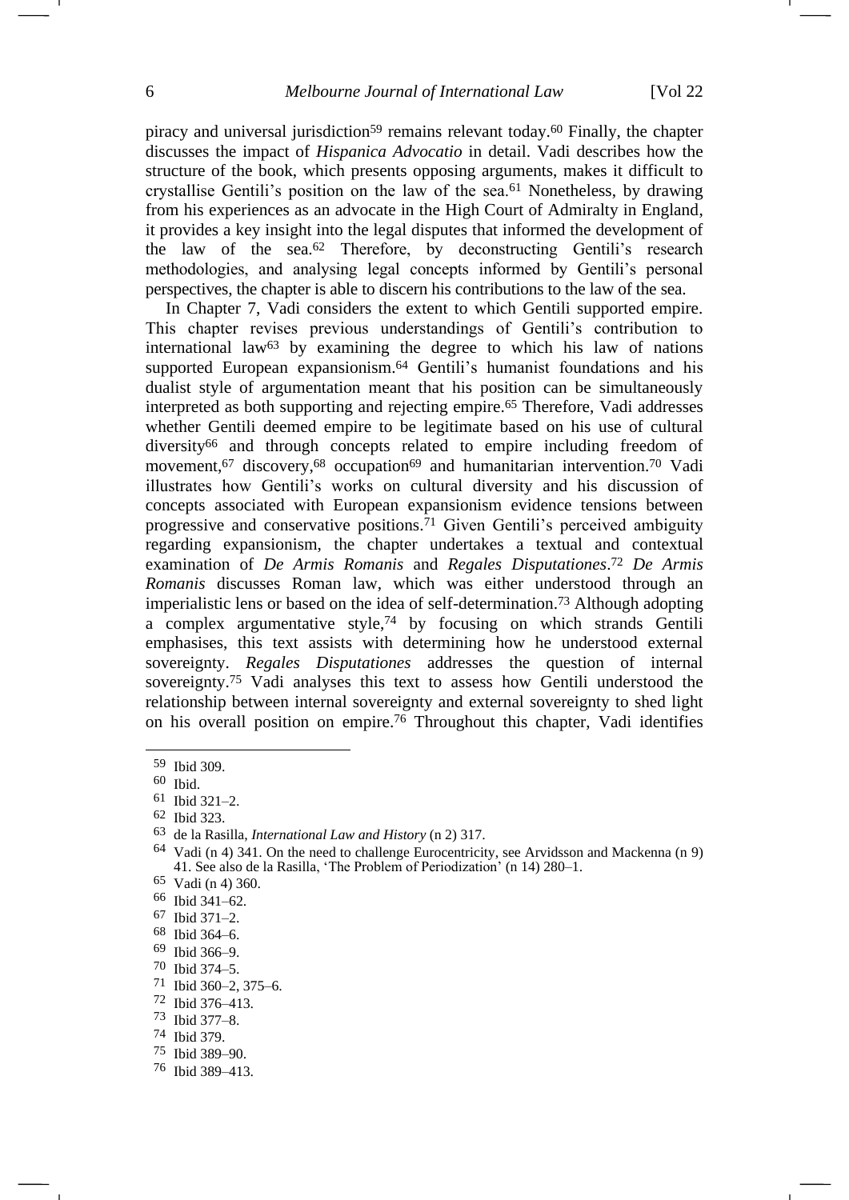piracy and universal jurisdiction[59] remains relevant today.[60] Finally, the chapter discusses the impact of *Hispanica Advocatio* in detail. Vadi describes how the structure of the book, which presents opposing arguments, makes it difficult to crystallise Gentili's position on the law of the sea.[61] Nonetheless, by drawing from his experiences as an advocate in the High Court of Admiralty in England, it provides a key insight into the legal disputes that informed the development of the law of the sea.[62] Therefore, by deconstructing Gentili's research methodologies, and analysing legal concepts informed by Gentili's personal perspectives, the chapter is able to discern his contributions to the law of the sea.

In Chapter 7, Vadi considers the extent to which Gentili supported empire. This chapter revises previous understandings of Gentili's contribution to international law[63] by examining the degree to which his law of nations supported European expansionism.[64] Gentili's humanist foundations and his dualist style of argumentation meant that his position can be simultaneously interpreted as both supporting and rejecting empire.[65] Therefore, Vadi addresses whether Gentili deemed empire to be legitimate based on his use of cultural diversity[66] and through concepts related to empire including freedom of movement,[67] discovery,[68] occupation[69] and humanitarian intervention.[70] Vadi illustrates how Gentili's works on cultural diversity and his discussion of concepts associated with European expansionism evidence tensions between progressive and conservative positions.[71] Given Gentili's perceived ambiguity regarding expansionism, the chapter undertakes a textual and contextual examination of *De Armis Romanis* and *Regales Disputationes*.[72] *De Armis Romanis* discusses Roman law, which was either understood through an imperialistic lens or based on the idea of self-determination.[73] Although adopting a complex argumentative style,[74] by focusing on which strands Gentili emphasises, this text assists with determining how he understood external sovereignty. *Regales Disputationes* addresses the question of internal sovereignty.[75] Vadi analyses this text to assess how Gentili understood the relationship between internal sovereignty and external sovereignty to shed light on his overall position on empire.[76] Throughout this chapter, Vadi identifies

---

[59] Ibid 309.

[60] Ibid.

[61] Ibid 321–2.

[62] Ibid 323.

[63] de la Rasilla, *International Law and History* (n 2) 317.

[64] Vadi (n 4) 341. On the need to challenge Eurocentricity, see Arvidsson and Mackenna (n 9) 41. See also de la Rasilla, 'The Problem of Periodization' (n 14) 280–1.

[65] Vadi (n 4) 360.

[66] Ibid 341–62.

[67] Ibid 371–2.

[68] Ibid 364–6.

[69] Ibid 366–9.

[70] Ibid 374–5.

[71] Ibid 360–2, 375–6.

[72] Ibid 376–413.

[73] Ibid 377–8.

[74] Ibid 379.

[75] Ibid 389–90.

[76] Ibid 389–413.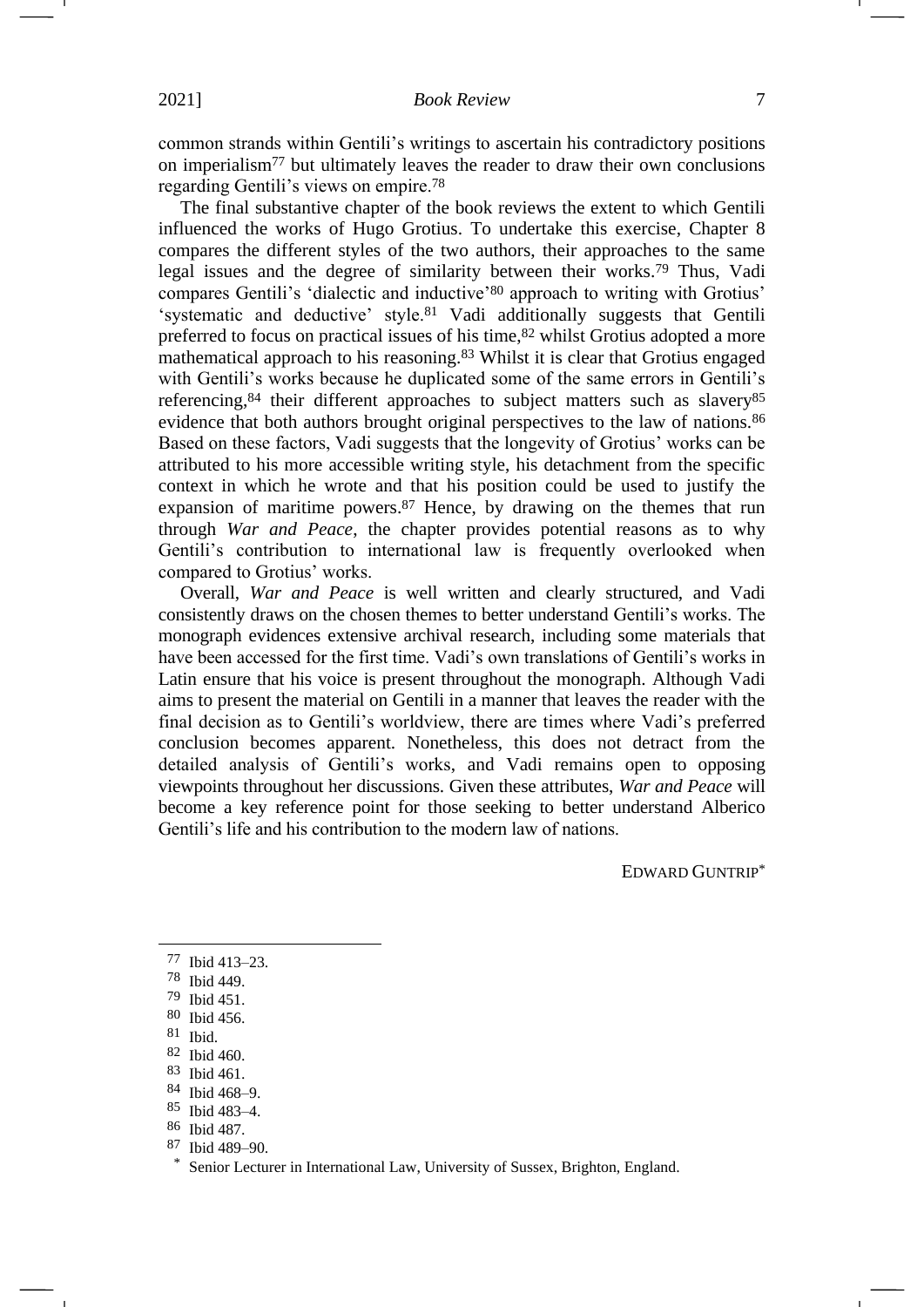common strands within Gentili's writings to ascertain his contradictory positions on imperialism[77] but ultimately leaves the reader to draw their own conclusions regarding Gentili's views on empire.[78]

The final substantive chapter of the book reviews the extent to which Gentili influenced the works of Hugo Grotius. To undertake this exercise, Chapter 8 compares the different styles of the two authors, their approaches to the same legal issues and the degree of similarity between their works.[79] Thus, Vadi compares Gentili's 'dialectic and inductive'[80] approach to writing with Grotius' 'systematic and deductive' style.[81] Vadi additionally suggests that Gentili preferred to focus on practical issues of his time,[82] whilst Grotius adopted a more mathematical approach to his reasoning.[83] Whilst it is clear that Grotius engaged with Gentili's works because he duplicated some of the same errors in Gentili's referencing,[84] their different approaches to subject matters such as slavery[85] evidence that both authors brought original perspectives to the law of nations.[86] Based on these factors, Vadi suggests that the longevity of Grotius' works can be attributed to his more accessible writing style, his detachment from the specific context in which he wrote and that his position could be used to justify the expansion of maritime powers.[87] Hence, by drawing on the themes that run through *War and Peace*, the chapter provides potential reasons as to why Gentili's contribution to international law is frequently overlooked when compared to Grotius' works.

Overall, *War and Peace* is well written and clearly structured, and Vadi consistently draws on the chosen themes to better understand Gentili's works. The monograph evidences extensive archival research, including some materials that have been accessed for the first time. Vadi's own translations of Gentili's works in Latin ensure that his voice is present throughout the monograph. Although Vadi aims to present the material on Gentili in a manner that leaves the reader with the final decision as to Gentili's worldview, there are times where Vadi's preferred conclusion becomes apparent. Nonetheless, this does not detract from the detailed analysis of Gentili's works, and Vadi remains open to opposing viewpoints throughout her discussions. Given these attributes, *War and Peace* will become a key reference point for those seeking to better understand Alberico Gentili's life and his contribution to the modern law of nations.

EDWARD GUNTRIP[*]

---

[77] Ibid 413–23.

[78] Ibid 449.

[79] Ibid 451.

[80] Ibid 456.

[81] Ibid.

[82] Ibid 460.

[83] Ibid 461.

[84] Ibid 468–9.

[85] Ibid 483–4.

[86] Ibid 487.

[87] Ibid 489–90.

[*] Senior Lecturer in International Law, University of Sussex, Brighton, England.